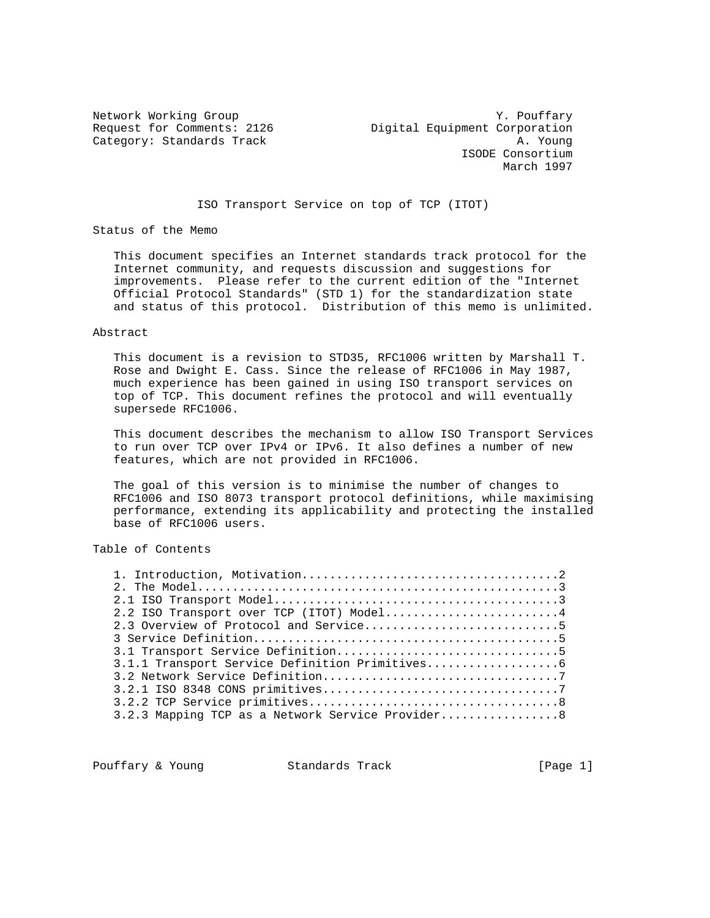Network Working Group Y. Pouffary
Request for Comments: 2126 Digital Equipment Corporation
Category: Standards Track A. Young
ISODE Consortium
March 1997

# ISO Transport Service on top of TCP (ITOT)

## Status of the Memo

This document specifies an Internet standards track protocol for the Internet community, and requests discussion and suggestions for improvements. Please refer to the current edition of the "Internet Official Protocol Standards" (STD 1) for the standardization state and status of this protocol. Distribution of this memo is unlimited.

## Abstract

This document is a revision to STD35, RFC1006 written by Marshall T. Rose and Dwight E. Cass. Since the release of RFC1006 in May 1987, much experience has been gained in using ISO transport services on top of TCP. This document refines the protocol and will eventually supersede RFC1006.

This document describes the mechanism to allow ISO Transport Services to run over TCP over IPv4 or IPv6. It also defines a number of new features, which are not provided in RFC1006.

The goal of this version is to minimise the number of changes to RFC1006 and ISO 8073 transport protocol definitions, while maximising performance, extending its applicability and protecting the installed base of RFC1006 users.

## Table of Contents

```
1. Introduction, Motivation.....................................2
2. The Model....................................................3
2.1 ISO Transport Model.........................................3
2.2 ISO Transport over TCP (ITOT) Model.........................4
2.3 Overview of Protocol and Service............................5
3 Service Definition............................................5
3.1 Transport Service Definition................................5
3.1.1 Transport Service Definition Primitives...................6
3.2 Network Service Definition..................................7
3.2.1 ISO 8348 CONS primitives..................................7
3.2.2 TCP Service primitives....................................8
3.2.3 Mapping TCP as a Network Service Provider.................8
```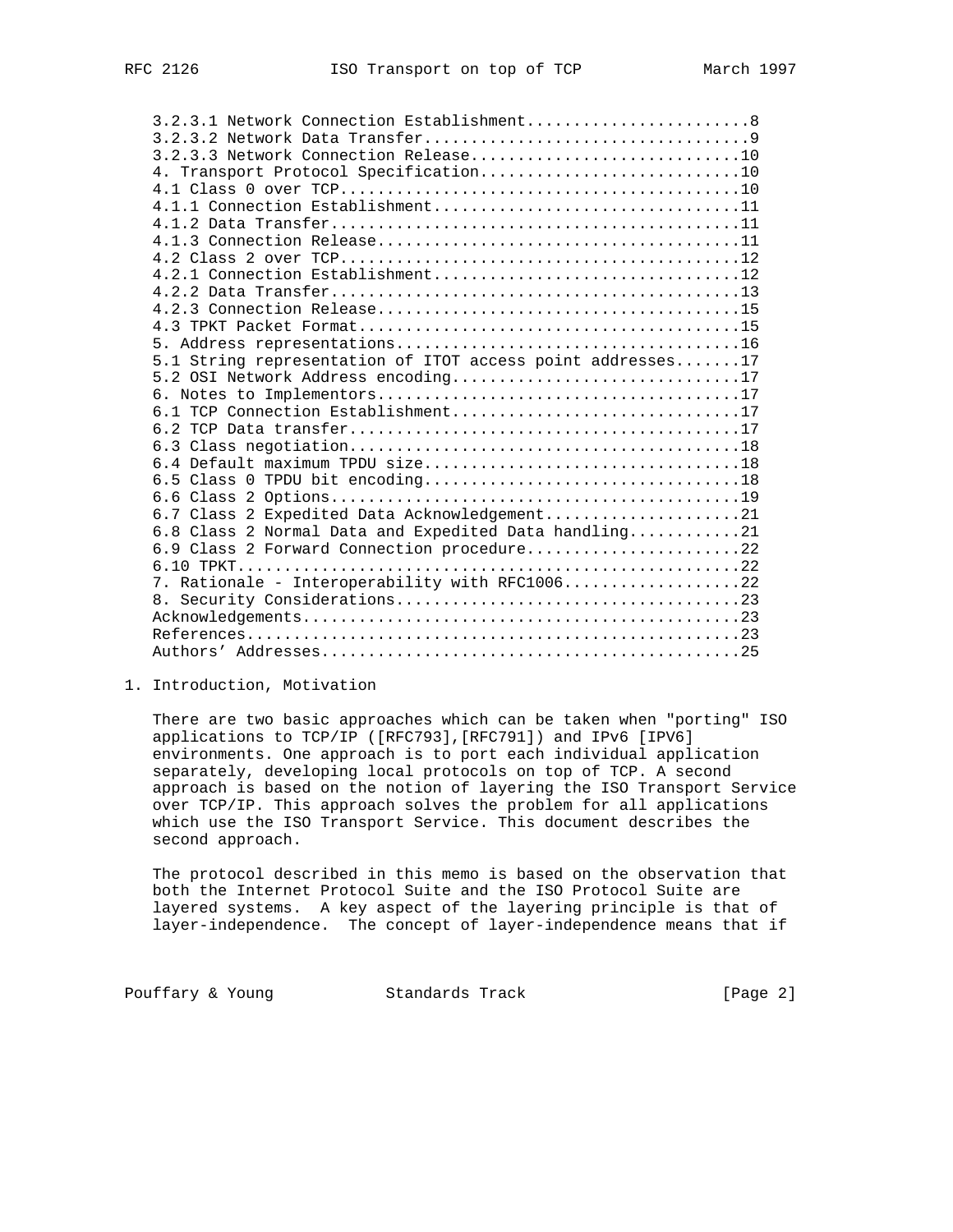3.2.3.1 Network Connection Establishment........................8
3.2.3.2 Network Data Transfer...................................9
3.2.3.3 Network Connection Release.............................10
4. Transport Protocol Specification............................10
4.1 Class 0 over TCP...........................................10
4.1.1 Connection Establishment.................................11
4.1.2 Data Transfer............................................11
4.1.3 Connection Release.......................................11
4.2 Class 2 over TCP...........................................12
4.2.1 Connection Establishment.................................12
4.2.2 Data Transfer............................................13
4.2.3 Connection Release.......................................15
4.3 TPKT Packet Format.........................................15
5. Address representations.....................................16
5.1 String representation of ITOT access point addresses.......17
5.2 OSI Network Address encoding...............................17
6. Notes to Implementors.......................................17
6.1 TCP Connection Establishment...............................17
6.2 TCP Data transfer..........................................17
6.3 Class negotiation..........................................18
6.4 Default maximum TPDU size..................................18
6.5 Class 0 TPDU bit encoding..................................18
6.6 Class 2 Options............................................19
6.7 Class 2 Expedited Data Acknowledgement.....................21
6.8 Class 2 Normal Data and Expedited Data handling............21
6.9 Class 2 Forward Connection procedure.......................22
6.10 TPKT......................................................22
7. Rationale - Interoperability with RFC1006...................22
8. Security Considerations.....................................23
Acknowledgements...............................................23
References.....................................................23
Authors' Addresses.............................................25

## 1. Introduction, Motivation

There are two basic approaches which can be taken when "porting" ISO applications to TCP/IP ([RFC793],[RFC791]) and IPv6 [IPV6] environments. One approach is to port each individual application separately, developing local protocols on top of TCP. A second approach is based on the notion of layering the ISO Transport Service over TCP/IP. This approach solves the problem for all applications which use the ISO Transport Service. This document describes the second approach.

The protocol described in this memo is based on the observation that both the Internet Protocol Suite and the ISO Protocol Suite are layered systems. A key aspect of the layering principle is that of layer-independence. The concept of layer-independence means that if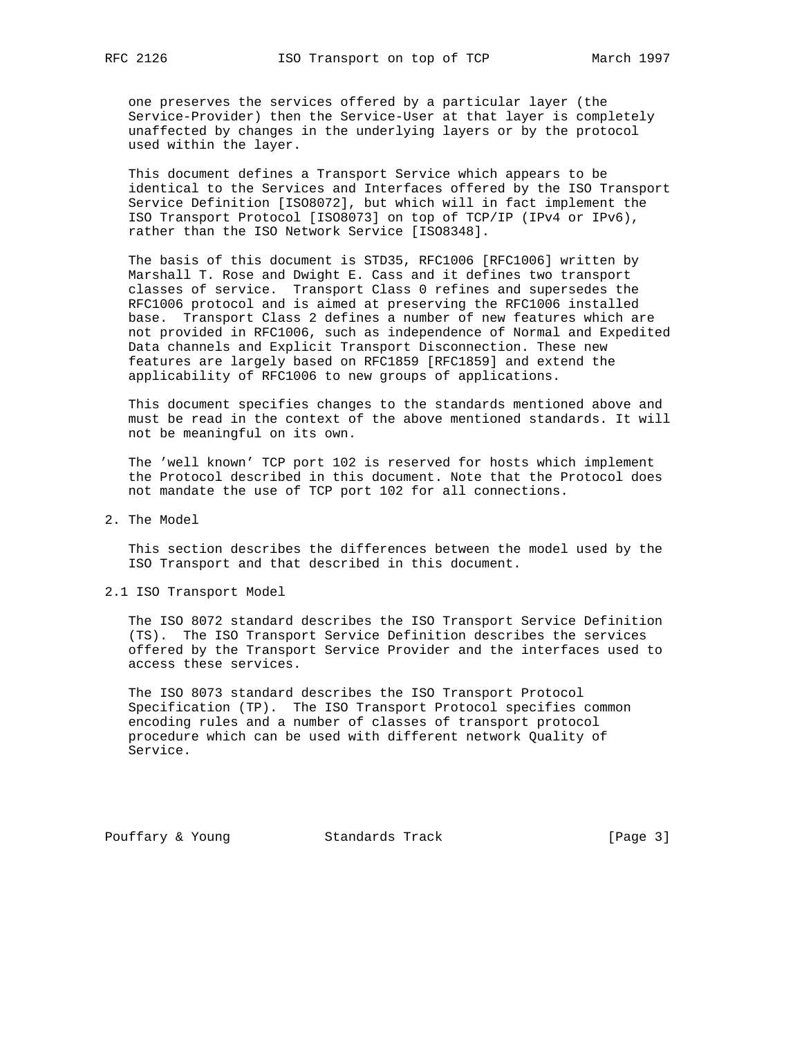one preserves the services offered by a particular layer (the Service-Provider) then the Service-User at that layer is completely unaffected by changes in the underlying layers or by the protocol used within the layer.

This document defines a Transport Service which appears to be identical to the Services and Interfaces offered by the ISO Transport Service Definition [ISO8072], but which will in fact implement the ISO Transport Protocol [ISO8073] on top of TCP/IP (IPv4 or IPv6), rather than the ISO Network Service [ISO8348].

The basis of this document is STD35, RFC1006 [RFC1006] written by Marshall T. Rose and Dwight E. Cass and it defines two transport classes of service. Transport Class 0 refines and supersedes the RFC1006 protocol and is aimed at preserving the RFC1006 installed base. Transport Class 2 defines a number of new features which are not provided in RFC1006, such as independence of Normal and Expedited Data channels and Explicit Transport Disconnection. These new features are largely based on RFC1859 [RFC1859] and extend the applicability of RFC1006 to new groups of applications.

This document specifies changes to the standards mentioned above and must be read in the context of the above mentioned standards. It will not be meaningful on its own.

The 'well known' TCP port 102 is reserved for hosts which implement the Protocol described in this document. Note that the Protocol does not mandate the use of TCP port 102 for all connections.

## 2. The Model

This section describes the differences between the model used by the ISO Transport and that described in this document.

### 2.1 ISO Transport Model

The ISO 8072 standard describes the ISO Transport Service Definition (TS). The ISO Transport Service Definition describes the services offered by the Transport Service Provider and the interfaces used to access these services.

The ISO 8073 standard describes the ISO Transport Protocol Specification (TP). The ISO Transport Protocol specifies common encoding rules and a number of classes of transport protocol procedure which can be used with different network Quality of Service.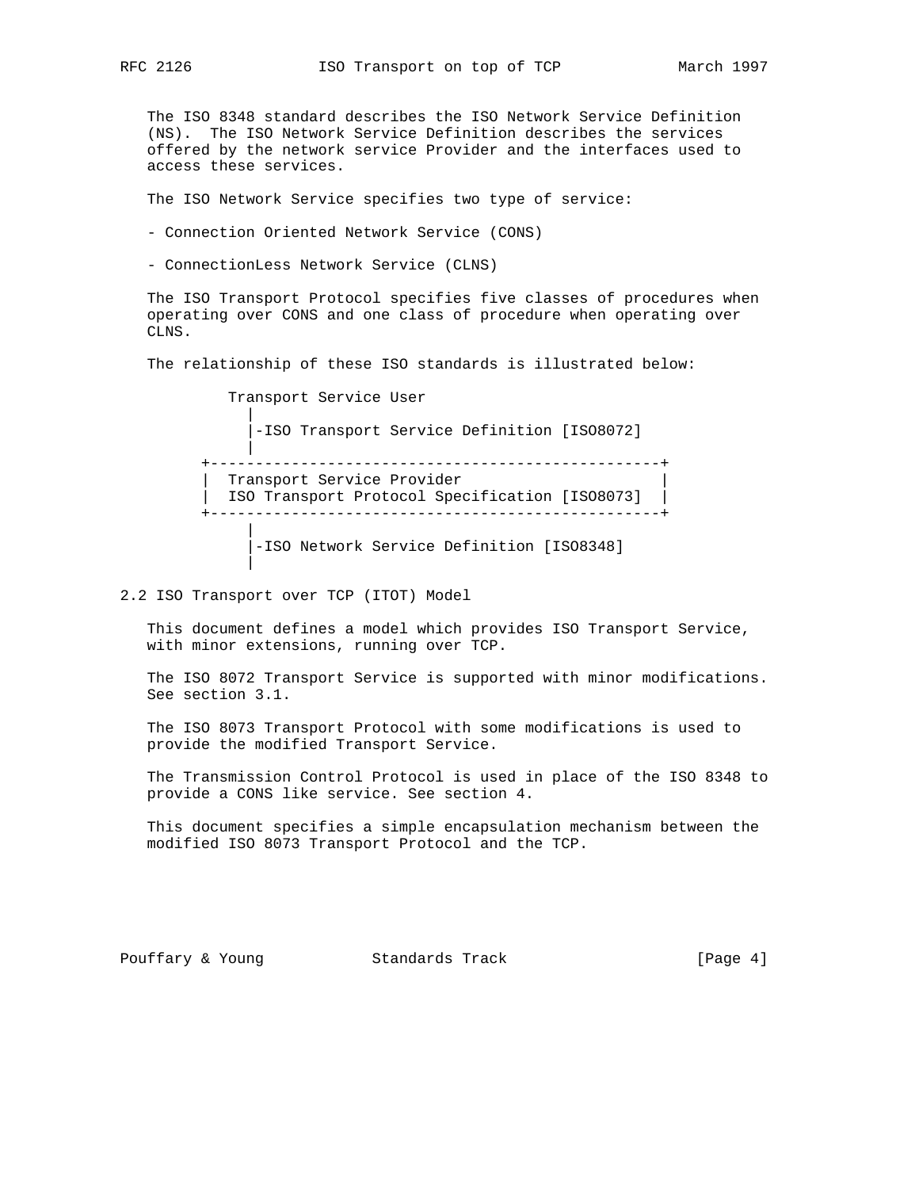The ISO 8348 standard describes the ISO Network Service Definition (NS). The ISO Network Service Definition describes the services offered by the network service Provider and the interfaces used to access these services.

The ISO Network Service specifies two type of service:

- Connection Oriented Network Service (CONS)
- ConnectionLess Network Service (CLNS)

The ISO Transport Protocol specifies five classes of procedures when operating over CONS and one class of procedure when operating over CLNS.

The relationship of these ISO standards is illustrated below:

```
          Transport Service User
            |
            |-ISO Transport Service Definition [ISO8072]
            |
       +--------------------------------------------------+
       |  Transport Service Provider                      |
       |  ISO Transport Protocol Specification [ISO8073]  |
       +--------------------------------------------------+
            |
            |-ISO Network Service Definition [ISO8348]
            |
```

## 2.2 ISO Transport over TCP (ITOT) Model

This document defines a model which provides ISO Transport Service, with minor extensions, running over TCP.

The ISO 8072 Transport Service is supported with minor modifications. See section 3.1.

The ISO 8073 Transport Protocol with some modifications is used to provide the modified Transport Service.

The Transmission Control Protocol is used in place of the ISO 8348 to provide a CONS like service. See section 4.

This document specifies a simple encapsulation mechanism between the modified ISO 8073 Transport Protocol and the TCP.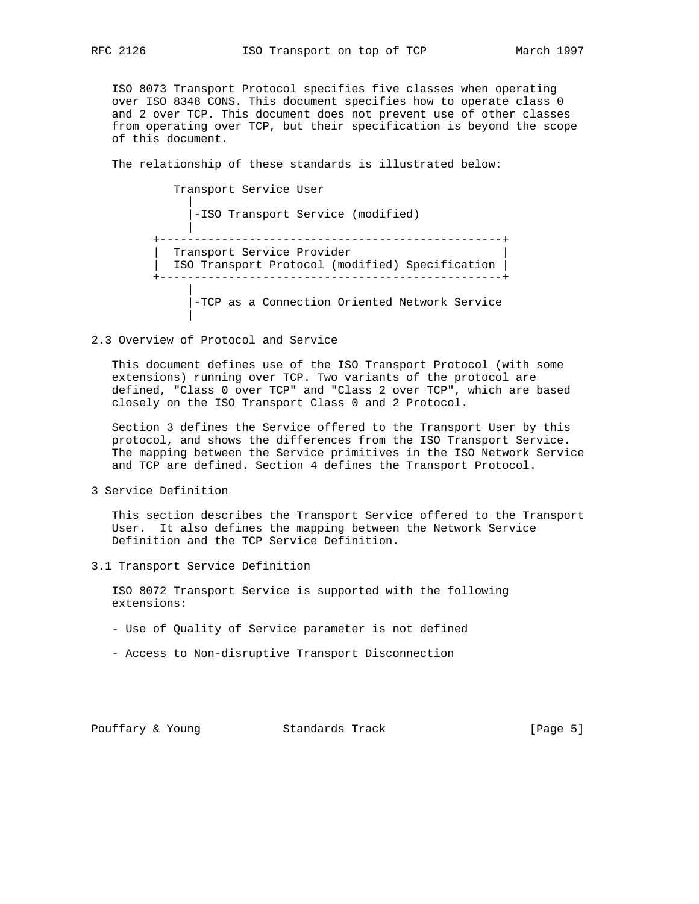ISO 8073 Transport Protocol specifies five classes when operating over ISO 8348 CONS. This document specifies how to operate class 0 and 2 over TCP. This document does not prevent use of other classes from operating over TCP, but their specification is beyond the scope of this document.

The relationship of these standards is illustrated below:

```
          Transport Service User
             |
             |-ISO Transport Service (modified)
             |
       +--------------------------------------------------+
       |  Transport Service Provider                       |
       |  ISO Transport Protocol (modified) Specification |
       +--------------------------------------------------+
             |
             |-TCP as a Connection Oriented Network Service
             |
```

### 2.3 Overview of Protocol and Service

This document defines use of the ISO Transport Protocol (with some extensions) running over TCP. Two variants of the protocol are defined, "Class 0 over TCP" and "Class 2 over TCP", which are based closely on the ISO Transport Class 0 and 2 Protocol.

Section 3 defines the Service offered to the Transport User by this protocol, and shows the differences from the ISO Transport Service. The mapping between the Service primitives in the ISO Network Service and TCP are defined. Section 4 defines the Transport Protocol.

## 3 Service Definition

This section describes the Transport Service offered to the Transport User. It also defines the mapping between the Network Service Definition and the TCP Service Definition.

### 3.1 Transport Service Definition

ISO 8072 Transport Service is supported with the following extensions:

- Use of Quality of Service parameter is not defined

- Access to Non-disruptive Transport Disconnection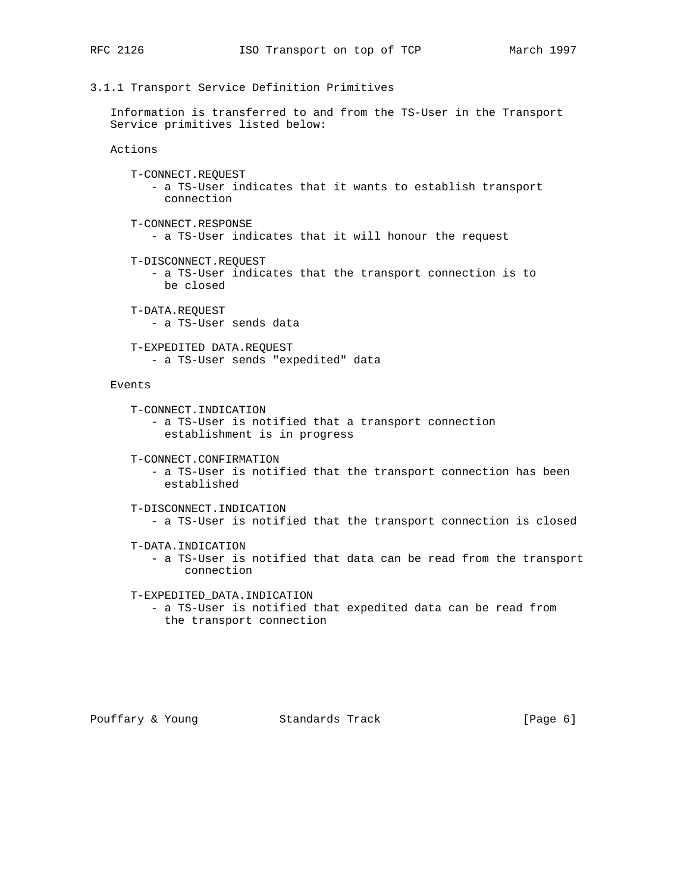### 3.1.1 Transport Service Definition Primitives

Information is transferred to and from the TS-User in the Transport Service primitives listed below:

Actions

- T-CONNECT.REQUEST
  - a TS-User indicates that it wants to establish transport connection
- T-CONNECT.RESPONSE
  - a TS-User indicates that it will honour the request
- T-DISCONNECT.REQUEST
  - a TS-User indicates that the transport connection is to be closed
- T-DATA.REQUEST
  - a TS-User sends data
- T-EXPEDITED DATA.REQUEST
  - a TS-User sends "expedited" data

Events

- T-CONNECT.INDICATION
  - a TS-User is notified that a transport connection establishment is in progress
- T-CONNECT.CONFIRMATION
  - a TS-User is notified that the transport connection has been established
- T-DISCONNECT.INDICATION
  - a TS-User is notified that the transport connection is closed
- T-DATA.INDICATION
  - a TS-User is notified that data can be read from the transport connection
- T-EXPEDITED_DATA.INDICATION
  - a TS-User is notified that expedited data can be read from the transport connection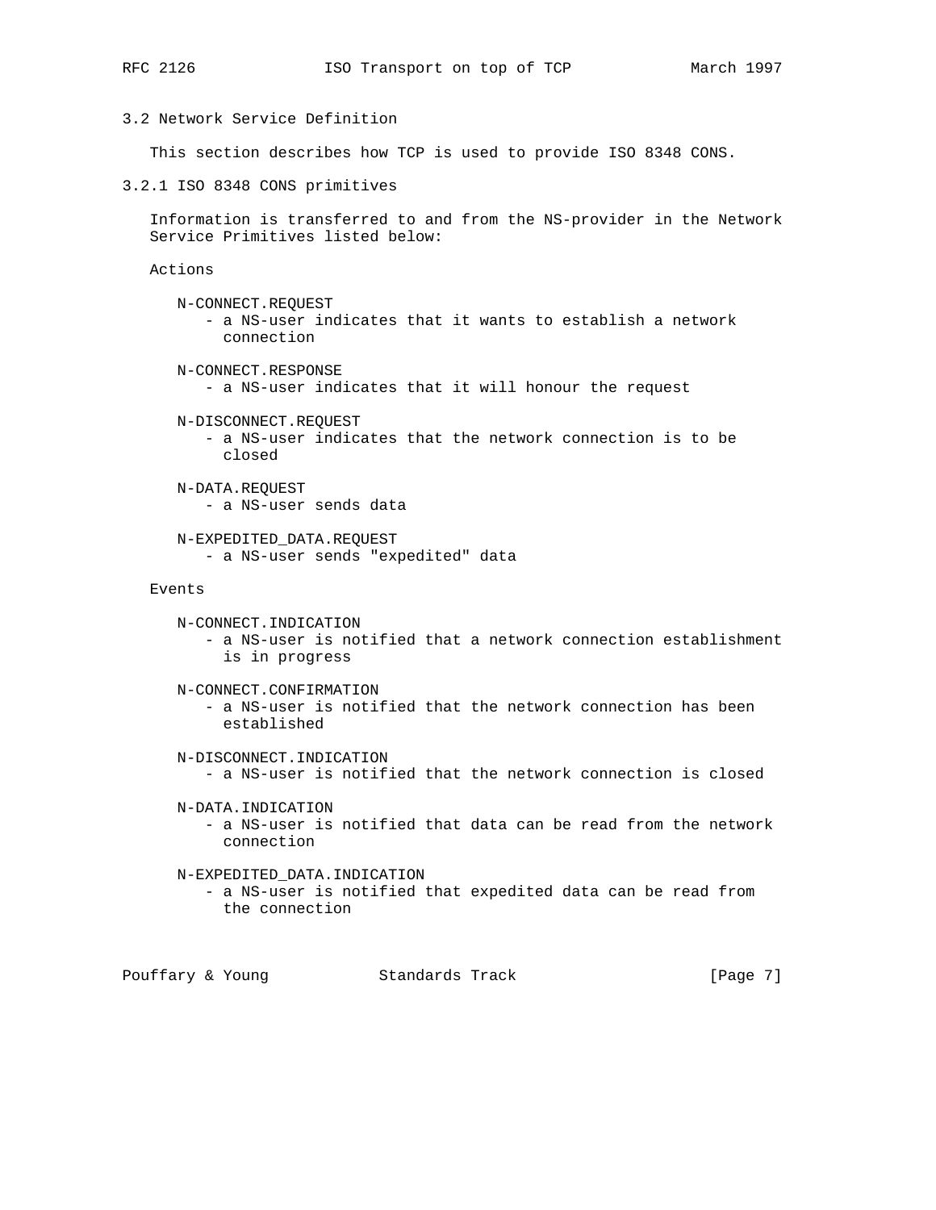### 3.2 Network Service Definition

This section describes how TCP is used to provide ISO 8348 CONS.

#### 3.2.1 ISO 8348 CONS primitives

Information is transferred to and from the NS-provider in the Network Service Primitives listed below:

Actions

N-CONNECT.REQUEST
- a NS-user indicates that it wants to establish a network connection

N-CONNECT.RESPONSE
- a NS-user indicates that it will honour the request

N-DISCONNECT.REQUEST
- a NS-user indicates that the network connection is to be closed

N-DATA.REQUEST
- a NS-user sends data

N-EXPEDITED_DATA.REQUEST
- a NS-user sends "expedited" data

Events

N-CONNECT.INDICATION
- a NS-user is notified that a network connection establishment is in progress

N-CONNECT.CONFIRMATION
- a NS-user is notified that the network connection has been established

N-DISCONNECT.INDICATION
- a NS-user is notified that the network connection is closed

N-DATA.INDICATION
- a NS-user is notified that data can be read from the network connection

N-EXPEDITED_DATA.INDICATION
- a NS-user is notified that expedited data can be read from the connection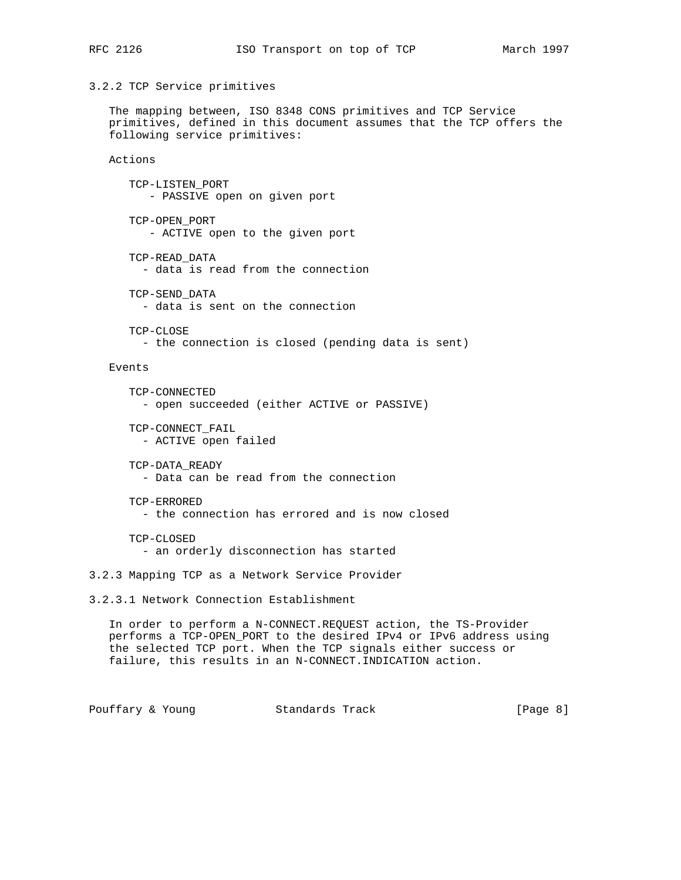### 3.2.2 TCP Service primitives

The mapping between, ISO 8348 CONS primitives and TCP Service primitives, defined in this document assumes that the TCP offers the following service primitives:

Actions

- TCP-LISTEN_PORT
  - PASSIVE open on given port
- TCP-OPEN_PORT
  - ACTIVE open to the given port
- TCP-READ_DATA
  - data is read from the connection
- TCP-SEND_DATA
  - data is sent on the connection
- TCP-CLOSE
  - the connection is closed (pending data is sent)

Events

- TCP-CONNECTED
  - open succeeded (either ACTIVE or PASSIVE)
- TCP-CONNECT_FAIL
  - ACTIVE open failed
- TCP-DATA_READY
  - Data can be read from the connection
- TCP-ERRORED
  - the connection has errored and is now closed
- TCP-CLOSED
  - an orderly disconnection has started

### 3.2.3 Mapping TCP as a Network Service Provider

#### 3.2.3.1 Network Connection Establishment

In order to perform a N-CONNECT.REQUEST action, the TS-Provider performs a TCP-OPEN_PORT to the desired IPv4 or IPv6 address using the selected TCP port. When the TCP signals either success or failure, this results in an N-CONNECT.INDICATION action.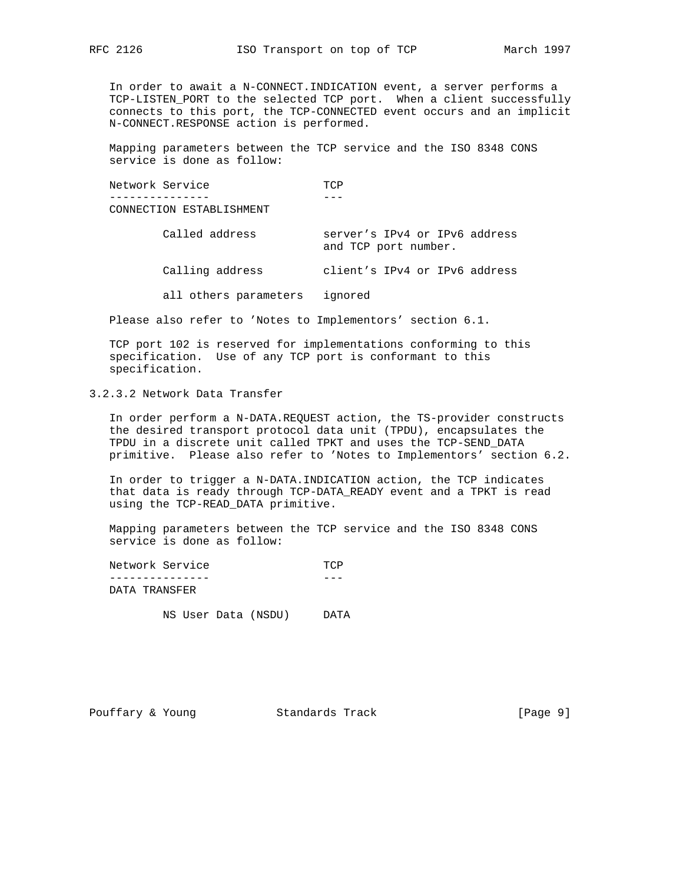In order to await a N-CONNECT.INDICATION event, a server performs a TCP-LISTEN_PORT to the selected TCP port. When a client successfully connects to this port, the TCP-CONNECTED event occurs and an implicit N-CONNECT.RESPONSE action is performed.

Mapping parameters between the TCP service and the ISO 8348 CONS service is done as follow:

| Network Service | TCP |
| --- | --- |
| CONNECTION ESTABLISHMENT | |
| Called address | server's IPv4 or IPv6 address and TCP port number. |
| Calling address | client's IPv4 or IPv6 address |
| all others parameters | ignored |

Please also refer to 'Notes to Implementors' section 6.1.

TCP port 102 is reserved for implementations conforming to this specification. Use of any TCP port is conformant to this specification.

#### 3.2.3.2 Network Data Transfer

In order perform a N-DATA.REQUEST action, the TS-provider constructs the desired transport protocol data unit (TPDU), encapsulates the TPDU in a discrete unit called TPKT and uses the TCP-SEND_DATA primitive. Please also refer to 'Notes to Implementors' section 6.2.

In order to trigger a N-DATA.INDICATION action, the TCP indicates that data is ready through TCP-DATA_READY event and a TPKT is read using the TCP-READ_DATA primitive.

Mapping parameters between the TCP service and the ISO 8348 CONS service is done as follow:

| Network Service | TCP |
| --- | --- |
| DATA TRANSFER | |
| NS User Data (NSDU) | DATA |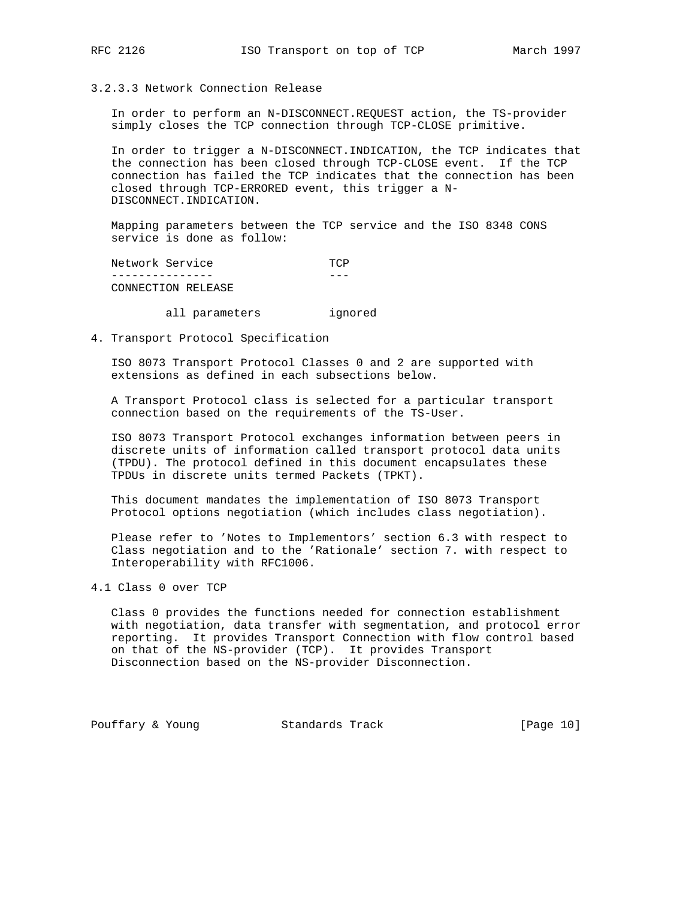#### 3.2.3.3 Network Connection Release

In order to perform an N-DISCONNECT.REQUEST action, the TS-provider simply closes the TCP connection through TCP-CLOSE primitive.

In order to trigger a N-DISCONNECT.INDICATION, the TCP indicates that the connection has been closed through TCP-CLOSE event. If the TCP connection has failed the TCP indicates that the connection has been closed through TCP-ERRORED event, this trigger a N-DISCONNECT.INDICATION.

Mapping parameters between the TCP service and the ISO 8348 CONS service is done as follow:

| Network Service | TCP |
| --- | --- |
| CONNECTION RELEASE | |
| all parameters | ignored |

## 4. Transport Protocol Specification

ISO 8073 Transport Protocol Classes 0 and 2 are supported with extensions as defined in each subsections below.

A Transport Protocol class is selected for a particular transport connection based on the requirements of the TS-User.

ISO 8073 Transport Protocol exchanges information between peers in discrete units of information called transport protocol data units (TPDU). The protocol defined in this document encapsulates these TPDUs in discrete units termed Packets (TPKT).

This document mandates the implementation of ISO 8073 Transport Protocol options negotiation (which includes class negotiation).

Please refer to 'Notes to Implementors' section 6.3 with respect to Class negotiation and to the 'Rationale' section 7. with respect to Interoperability with RFC1006.

### 4.1 Class 0 over TCP

Class 0 provides the functions needed for connection establishment with negotiation, data transfer with segmentation, and protocol error reporting. It provides Transport Connection with flow control based on that of the NS-provider (TCP). It provides Transport Disconnection based on the NS-provider Disconnection.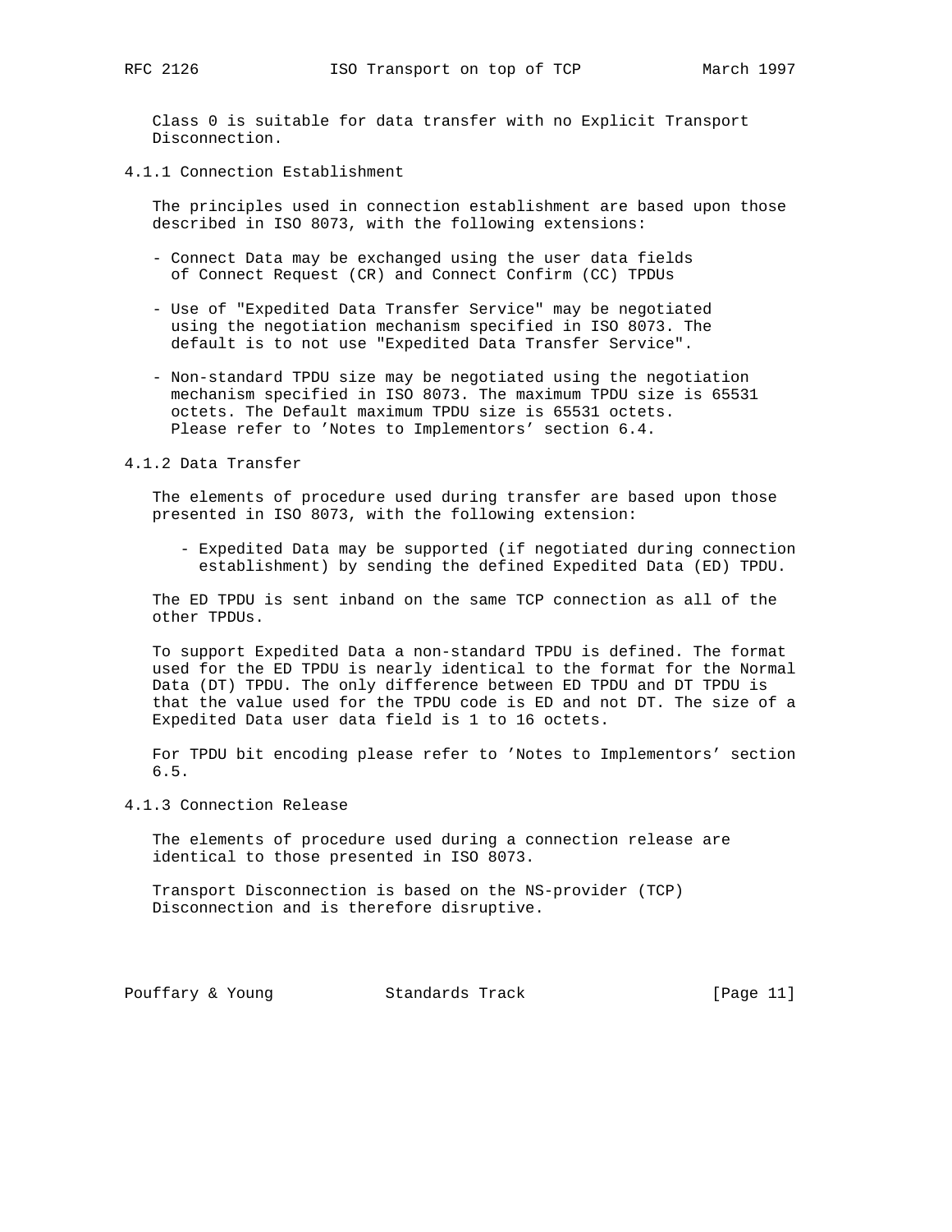Class 0 is suitable for data transfer with no Explicit Transport Disconnection.

### 4.1.1 Connection Establishment

The principles used in connection establishment are based upon those described in ISO 8073, with the following extensions:

- Connect Data may be exchanged using the user data fields of Connect Request (CR) and Connect Confirm (CC) TPDUs

- Use of "Expedited Data Transfer Service" may be negotiated using the negotiation mechanism specified in ISO 8073. The default is to not use "Expedited Data Transfer Service".

- Non-standard TPDU size may be negotiated using the negotiation mechanism specified in ISO 8073. The maximum TPDU size is 65531 octets. The Default maximum TPDU size is 65531 octets. Please refer to 'Notes to Implementors' section 6.4.

### 4.1.2 Data Transfer

The elements of procedure used during transfer are based upon those presented in ISO 8073, with the following extension:

- Expedited Data may be supported (if negotiated during connection establishment) by sending the defined Expedited Data (ED) TPDU.

The ED TPDU is sent inband on the same TCP connection as all of the other TPDUs.

To support Expedited Data a non-standard TPDU is defined. The format used for the ED TPDU is nearly identical to the format for the Normal Data (DT) TPDU. The only difference between ED TPDU and DT TPDU is that the value used for the TPDU code is ED and not DT. The size of a Expedited Data user data field is 1 to 16 octets.

For TPDU bit encoding please refer to 'Notes to Implementors' section 6.5.

### 4.1.3 Connection Release

The elements of procedure used during a connection release are identical to those presented in ISO 8073.

Transport Disconnection is based on the NS-provider (TCP) Disconnection and is therefore disruptive.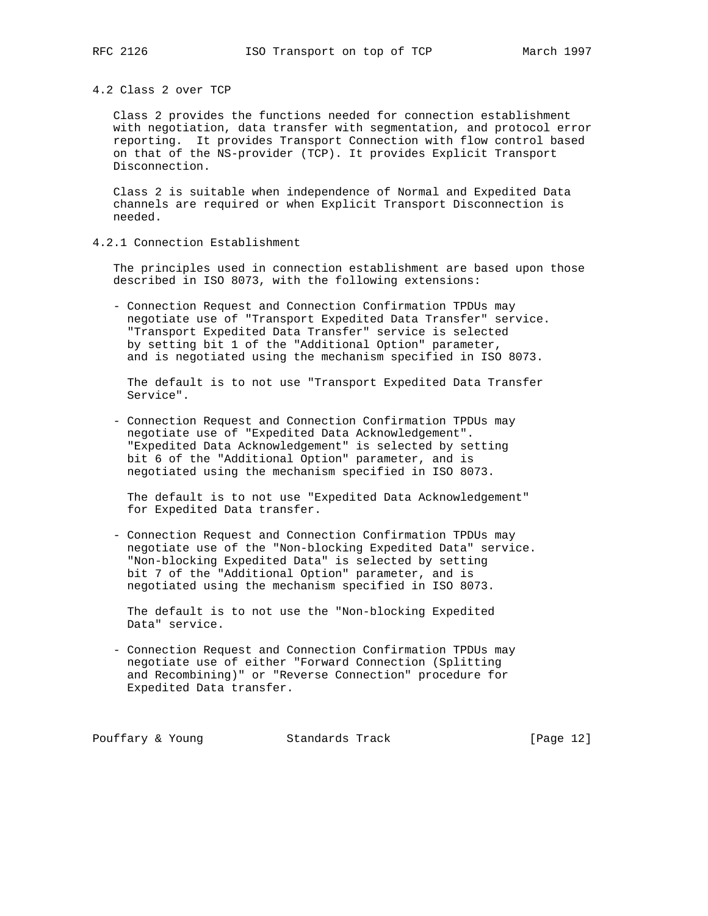### 4.2 Class 2 over TCP

Class 2 provides the functions needed for connection establishment with negotiation, data transfer with segmentation, and protocol error reporting. It provides Transport Connection with flow control based on that of the NS-provider (TCP). It provides Explicit Transport Disconnection.

Class 2 is suitable when independence of Normal and Expedited Data channels are required or when Explicit Transport Disconnection is needed.

#### 4.2.1 Connection Establishment

The principles used in connection establishment are based upon those described in ISO 8073, with the following extensions:

- Connection Request and Connection Confirmation TPDUs may negotiate use of "Transport Expedited Data Transfer" service. "Transport Expedited Data Transfer" service is selected by setting bit 1 of the "Additional Option" parameter, and is negotiated using the mechanism specified in ISO 8073.

  The default is to not use "Transport Expedited Data Transfer Service".

- Connection Request and Connection Confirmation TPDUs may negotiate use of "Expedited Data Acknowledgement". "Expedited Data Acknowledgement" is selected by setting bit 6 of the "Additional Option" parameter, and is negotiated using the mechanism specified in ISO 8073.

  The default is to not use "Expedited Data Acknowledgement" for Expedited Data transfer.

- Connection Request and Connection Confirmation TPDUs may negotiate use of the "Non-blocking Expedited Data" service. "Non-blocking Expedited Data" is selected by setting bit 7 of the "Additional Option" parameter, and is negotiated using the mechanism specified in ISO 8073.

  The default is to not use the "Non-blocking Expedited Data" service.

- Connection Request and Connection Confirmation TPDUs may negotiate use of either "Forward Connection (Splitting and Recombining)" or "Reverse Connection" procedure for Expedited Data transfer.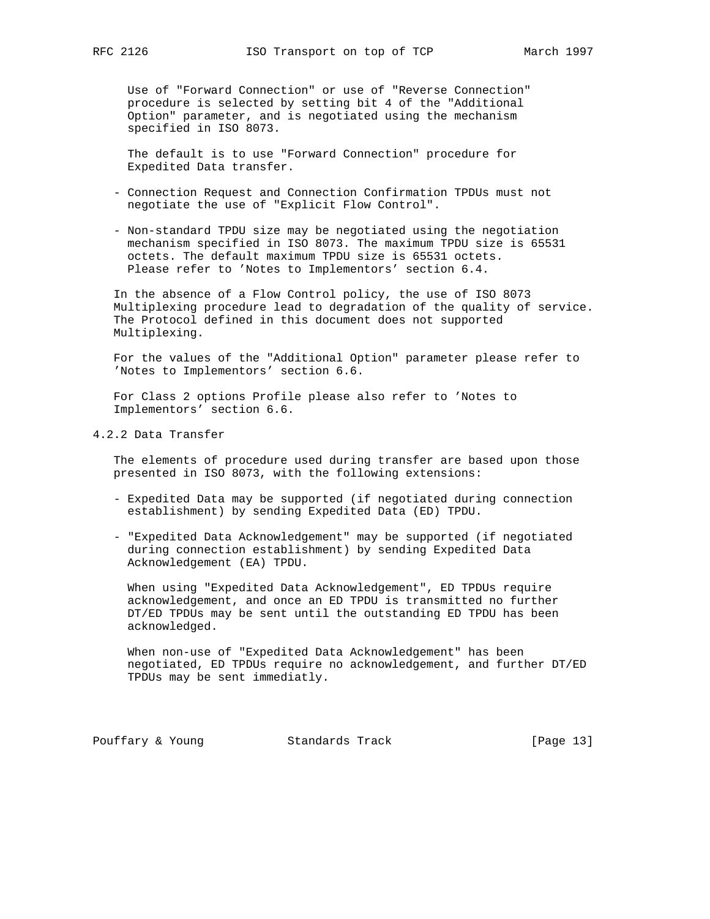Use of "Forward Connection" or use of "Reverse Connection" procedure is selected by setting bit 4 of the "Additional Option" parameter, and is negotiated using the mechanism specified in ISO 8073.

The default is to use "Forward Connection" procedure for Expedited Data transfer.

- Connection Request and Connection Confirmation TPDUs must not negotiate the use of "Explicit Flow Control".

- Non-standard TPDU size may be negotiated using the negotiation mechanism specified in ISO 8073. The maximum TPDU size is 65531 octets. The default maximum TPDU size is 65531 octets. Please refer to 'Notes to Implementors' section 6.4.

In the absence of a Flow Control policy, the use of ISO 8073 Multiplexing procedure lead to degradation of the quality of service. The Protocol defined in this document does not supported Multiplexing.

For the values of the "Additional Option" parameter please refer to 'Notes to Implementors' section 6.6.

For Class 2 options Profile please also refer to 'Notes to Implementors' section 6.6.

### 4.2.2 Data Transfer

The elements of procedure used during transfer are based upon those presented in ISO 8073, with the following extensions:

- Expedited Data may be supported (if negotiated during connection establishment) by sending Expedited Data (ED) TPDU.

- "Expedited Data Acknowledgement" may be supported (if negotiated during connection establishment) by sending Expedited Data Acknowledgement (EA) TPDU.

  When using "Expedited Data Acknowledgement", ED TPDUs require acknowledgement, and once an ED TPDU is transmitted no further DT/ED TPDUs may be sent until the outstanding ED TPDU has been acknowledged.

  When non-use of "Expedited Data Acknowledgement" has been negotiated, ED TPDUs require no acknowledgement, and further DT/ED TPDUs may be sent immediatly.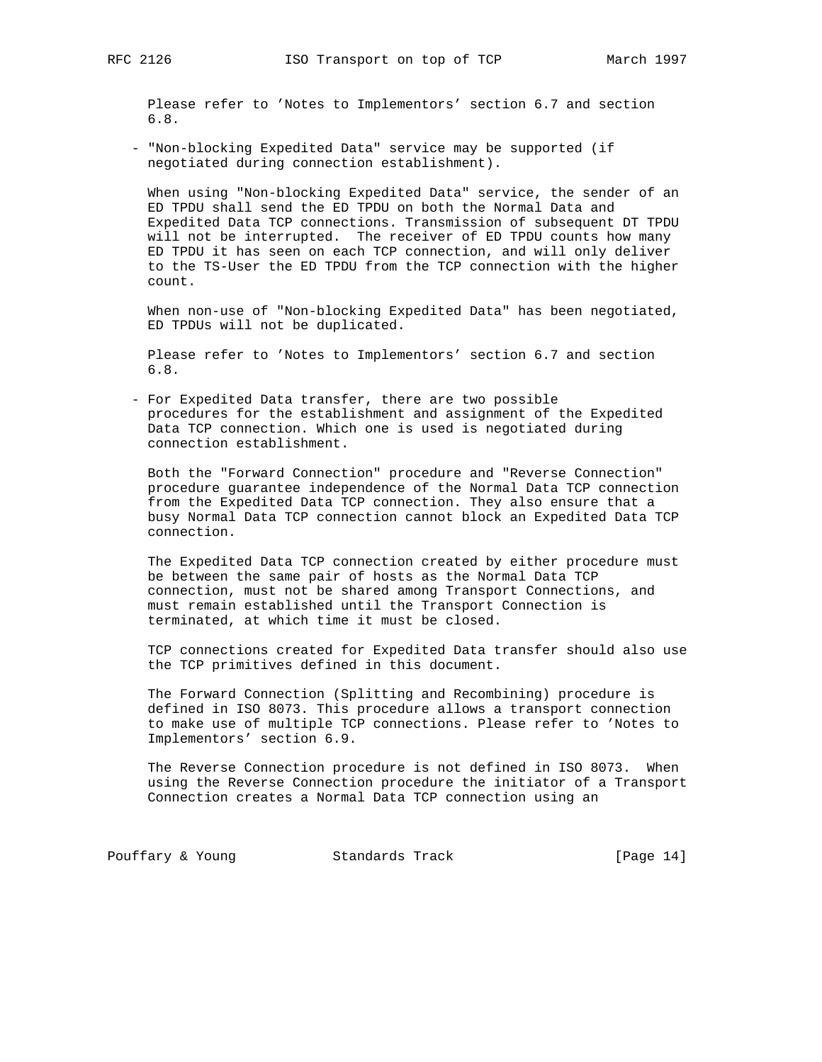Please refer to 'Notes to Implementors' section 6.7 and section 6.8.

- "Non-blocking Expedited Data" service may be supported (if negotiated during connection establishment).

  When using "Non-blocking Expedited Data" service, the sender of an ED TPDU shall send the ED TPDU on both the Normal Data and Expedited Data TCP connections. Transmission of subsequent DT TPDU will not be interrupted. The receiver of ED TPDU counts how many ED TPDU it has seen on each TCP connection, and will only deliver to the TS-User the ED TPDU from the TCP connection with the higher count.

  When non-use of "Non-blocking Expedited Data" has been negotiated, ED TPDUs will not be duplicated.

  Please refer to 'Notes to Implementors' section 6.7 and section 6.8.

- For Expedited Data transfer, there are two possible procedures for the establishment and assignment of the Expedited Data TCP connection. Which one is used is negotiated during connection establishment.

  Both the "Forward Connection" procedure and "Reverse Connection" procedure guarantee independence of the Normal Data TCP connection from the Expedited Data TCP connection. They also ensure that a busy Normal Data TCP connection cannot block an Expedited Data TCP connection.

  The Expedited Data TCP connection created by either procedure must be between the same pair of hosts as the Normal Data TCP connection, must not be shared among Transport Connections, and must remain established until the Transport Connection is terminated, at which time it must be closed.

  TCP connections created for Expedited Data transfer should also use the TCP primitives defined in this document.

  The Forward Connection (Splitting and Recombining) procedure is defined in ISO 8073. This procedure allows a transport connection to make use of multiple TCP connections. Please refer to 'Notes to Implementors' section 6.9.

  The Reverse Connection procedure is not defined in ISO 8073. When using the Reverse Connection procedure the initiator of a Transport Connection creates a Normal Data TCP connection using an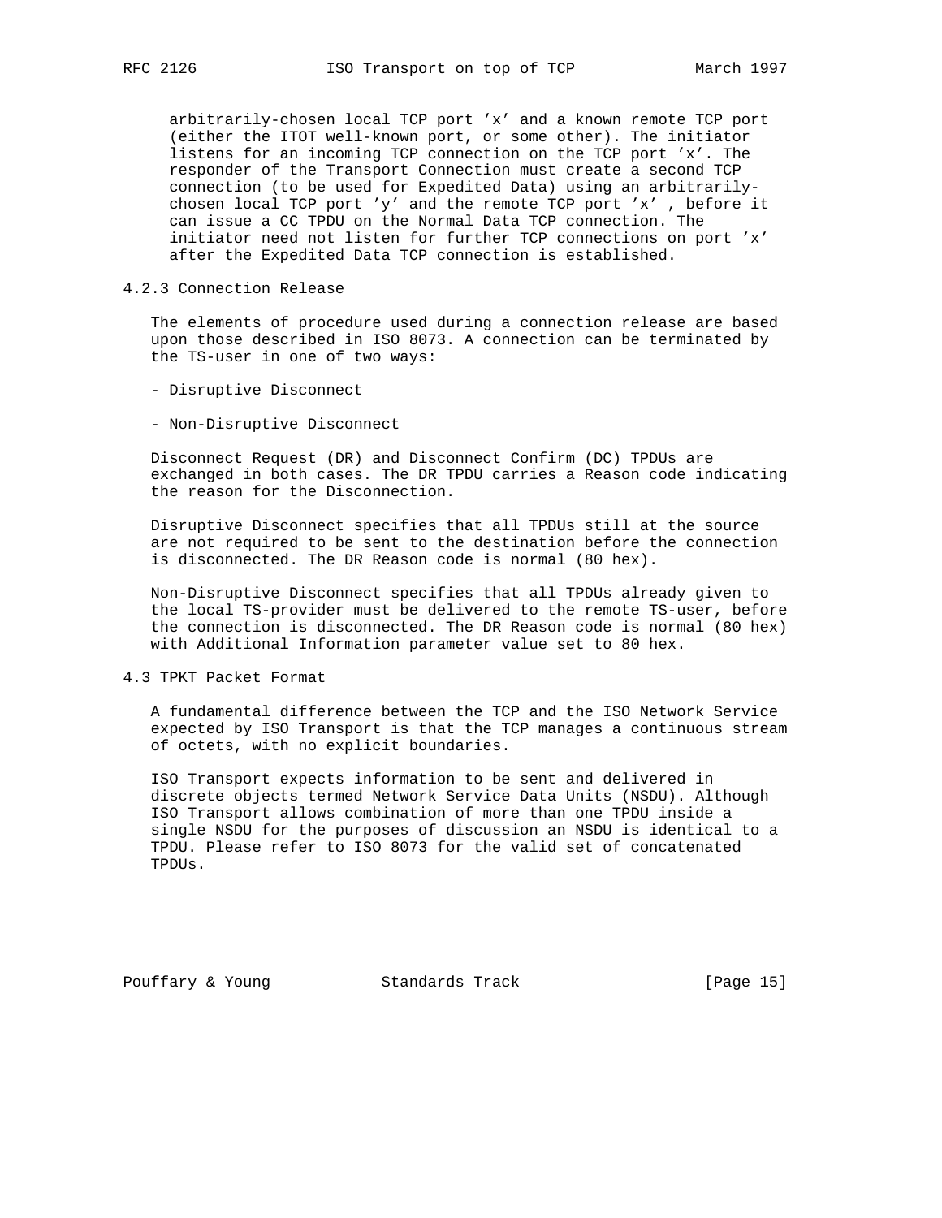arbitrarily-chosen local TCP port 'x' and a known remote TCP port (either the ITOT well-known port, or some other). The initiator listens for an incoming TCP connection on the TCP port 'x'. The responder of the Transport Connection must create a second TCP connection (to be used for Expedited Data) using an arbitrarily-chosen local TCP port 'y' and the remote TCP port 'x' , before it can issue a CC TPDU on the Normal Data TCP connection. The initiator need not listen for further TCP connections on port 'x' after the Expedited Data TCP connection is established.

### 4.2.3 Connection Release

The elements of procedure used during a connection release are based upon those described in ISO 8073. A connection can be terminated by the TS-user in one of two ways:

- Disruptive Disconnect

- Non-Disruptive Disconnect

Disconnect Request (DR) and Disconnect Confirm (DC) TPDUs are exchanged in both cases. The DR TPDU carries a Reason code indicating the reason for the Disconnection.

Disruptive Disconnect specifies that all TPDUs still at the source are not required to be sent to the destination before the connection is disconnected. The DR Reason code is normal (80 hex).

Non-Disruptive Disconnect specifies that all TPDUs already given to the local TS-provider must be delivered to the remote TS-user, before the connection is disconnected. The DR Reason code is normal (80 hex) with Additional Information parameter value set to 80 hex.

## 4.3 TPKT Packet Format

A fundamental difference between the TCP and the ISO Network Service expected by ISO Transport is that the TCP manages a continuous stream of octets, with no explicit boundaries.

ISO Transport expects information to be sent and delivered in discrete objects termed Network Service Data Units (NSDU). Although ISO Transport allows combination of more than one TPDU inside a single NSDU for the purposes of discussion an NSDU is identical to a TPDU. Please refer to ISO 8073 for the valid set of concatenated TPDUs.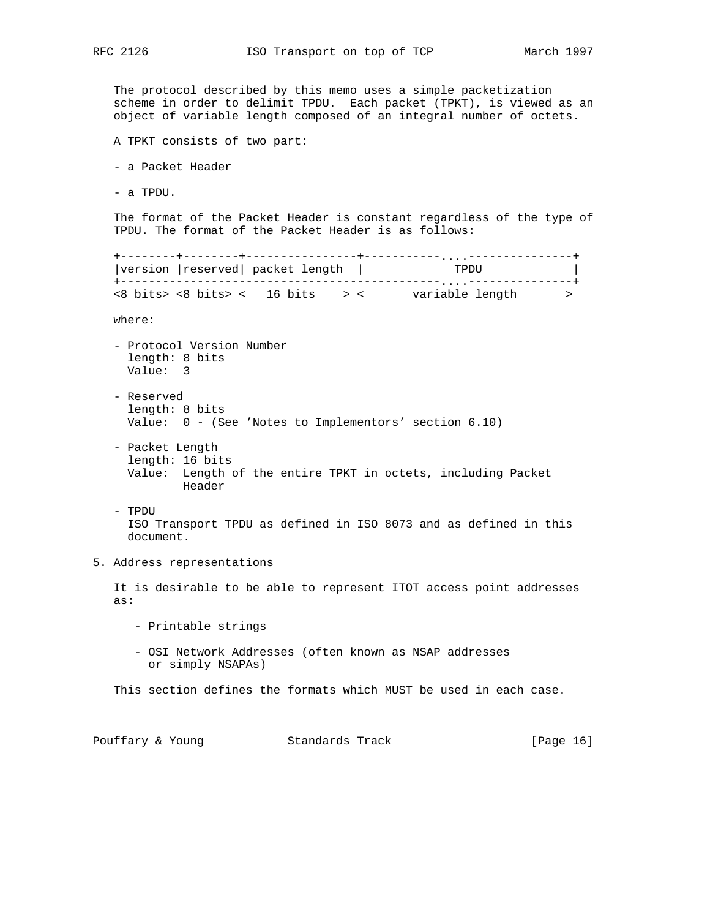The protocol described by this memo uses a simple packetization scheme in order to delimit TPDU. Each packet (TPKT), is viewed as an object of variable length composed of an integral number of octets.

A TPKT consists of two part:

- a Packet Header
- a TPDU.

The format of the Packet Header is constant regardless of the type of TPDU. The format of the Packet Header is as follows:

```
+--------+--------+----------------+-----------....---------------+
|version |reserved| packet length  |             TPDU             |
+----------------------------------------------....---------------+
<8 bits> <8 bits> <   16 bits    > <       variable length       >
```

where:

- Protocol Version Number
  length: 8 bits
  Value:  3

- Reserved
  length: 8 bits
  Value:  0 - (See 'Notes to Implementors' section 6.10)

- Packet Length
  length: 16 bits
  Value:  Length of the entire TPKT in octets, including Packet Header

- TPDU
  ISO Transport TPDU as defined in ISO 8073 and as defined in this document.

## 5. Address representations

It is desirable to be able to represent ITOT access point addresses as:

- Printable strings
- OSI Network Addresses (often known as NSAP addresses or simply NSAPAs)

This section defines the formats which MUST be used in each case.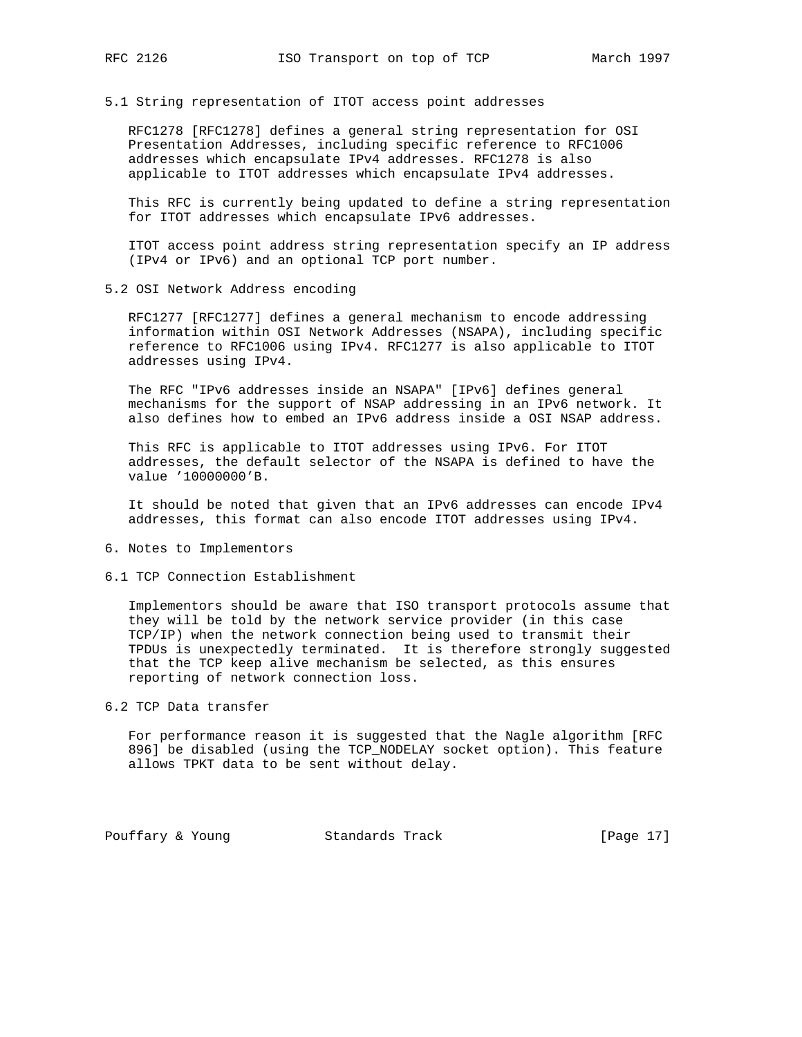## 5.1 String representation of ITOT access point addresses

RFC1278 [RFC1278] defines a general string representation for OSI Presentation Addresses, including specific reference to RFC1006 addresses which encapsulate IPv4 addresses. RFC1278 is also applicable to ITOT addresses which encapsulate IPv4 addresses.

This RFC is currently being updated to define a string representation for ITOT addresses which encapsulate IPv6 addresses.

ITOT access point address string representation specify an IP address (IPv4 or IPv6) and an optional TCP port number.

## 5.2 OSI Network Address encoding

RFC1277 [RFC1277] defines a general mechanism to encode addressing information within OSI Network Addresses (NSAPA), including specific reference to RFC1006 using IPv4. RFC1277 is also applicable to ITOT addresses using IPv4.

The RFC "IPv6 addresses inside an NSAPA" [IPv6] defines general mechanisms for the support of NSAP addressing in an IPv6 network. It also defines how to embed an IPv6 address inside a OSI NSAP address.

This RFC is applicable to ITOT addresses using IPv6. For ITOT addresses, the default selector of the NSAPA is defined to have the value '10000000'B.

It should be noted that given that an IPv6 addresses can encode IPv4 addresses, this format can also encode ITOT addresses using IPv4.

# 6. Notes to Implementors

## 6.1 TCP Connection Establishment

Implementors should be aware that ISO transport protocols assume that they will be told by the network service provider (in this case TCP/IP) when the network connection being used to transmit their TPDUs is unexpectedly terminated. It is therefore strongly suggested that the TCP keep alive mechanism be selected, as this ensures reporting of network connection loss.

## 6.2 TCP Data transfer

For performance reason it is suggested that the Nagle algorithm [RFC 896] be disabled (using the TCP_NODELAY socket option). This feature allows TPKT data to be sent without delay.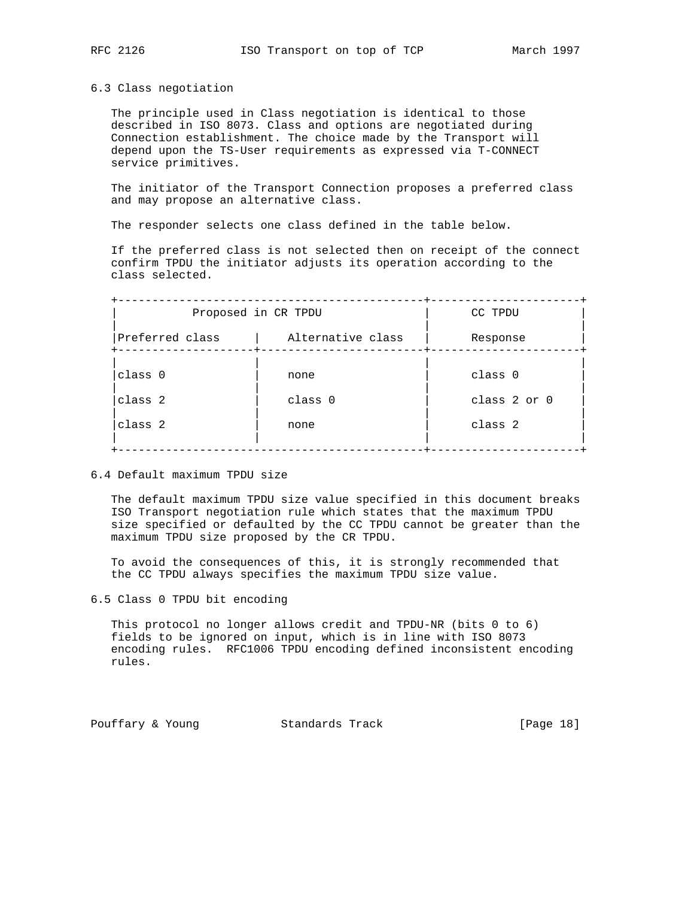### 6.3 Class negotiation

The principle used in Class negotiation is identical to those described in ISO 8073. Class and options are negotiated during Connection establishment. The choice made by the Transport will depend upon the TS-User requirements as expressed via T-CONNECT service primitives.

The initiator of the Transport Connection proposes a preferred class and may propose an alternative class.

The responder selects one class defined in the table below.

If the preferred class is not selected then on receipt of the connect confirm TPDU the initiator adjusts its operation according to the class selected.

| Proposed in CR TPDU | | CC TPDU |
|---|---|---|
| Preferred class | Alternative class | Response |
| class 0 | none | class 0 |
| class 2 | class 0 | class 2 or 0 |
| class 2 | none | class 2 |

### 6.4 Default maximum TPDU size

The default maximum TPDU size value specified in this document breaks ISO Transport negotiation rule which states that the maximum TPDU size specified or defaulted by the CC TPDU cannot be greater than the maximum TPDU size proposed by the CR TPDU.

To avoid the consequences of this, it is strongly recommended that the CC TPDU always specifies the maximum TPDU size value.

### 6.5 Class 0 TPDU bit encoding

This protocol no longer allows credit and TPDU-NR (bits 0 to 6) fields to be ignored on input, which is in line with ISO 8073 encoding rules. RFC1006 TPDU encoding defined inconsistent encoding rules.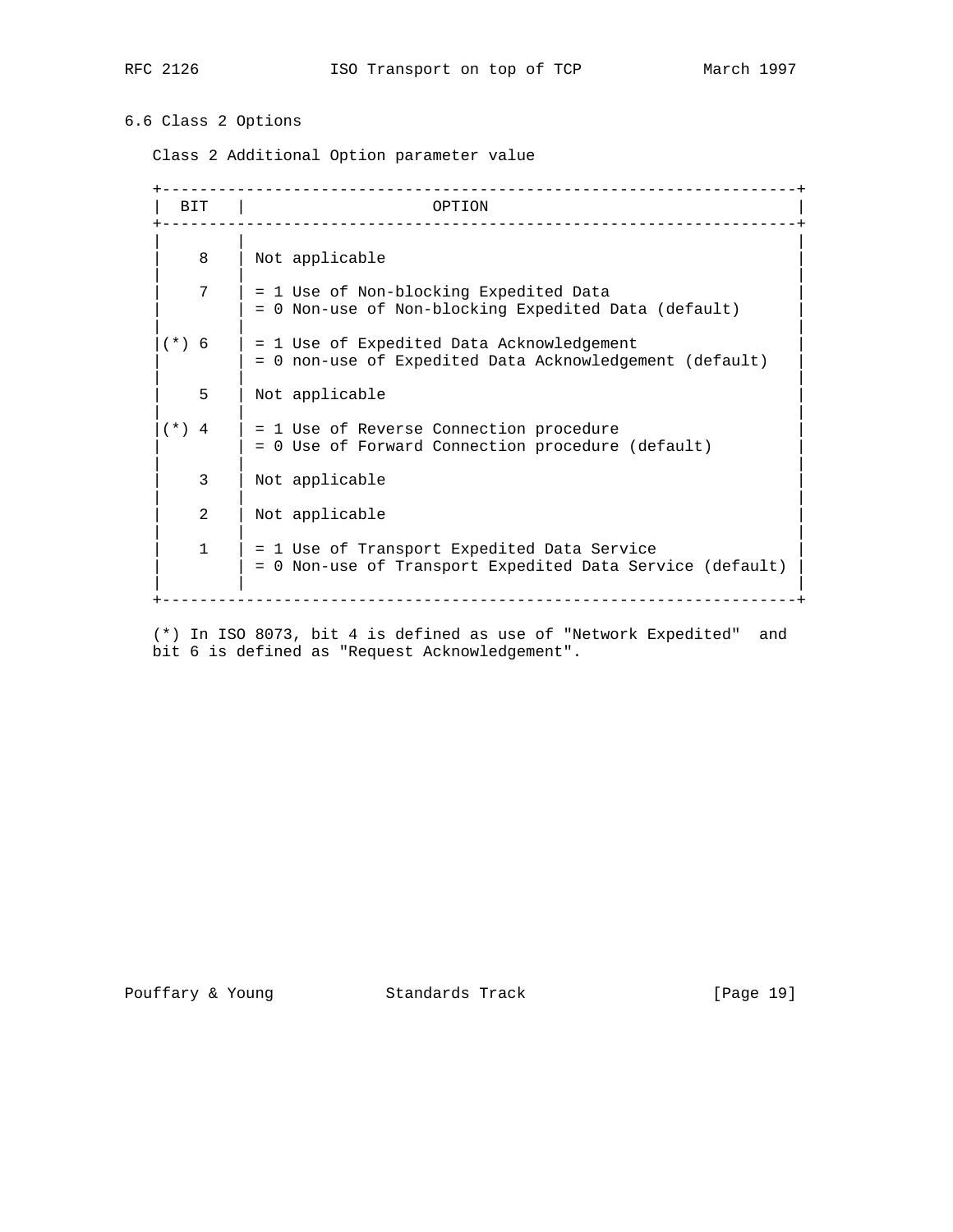## 6.6 Class 2 Options

Class 2 Additional Option parameter value

| BIT | OPTION |
|---|---|
| 8 | Not applicable |
| 7 | = 1 Use of Non-blocking Expedited Data<br>= 0 Non-use of Non-blocking Expedited Data (default) |
| (*) 6 | = 1 Use of Expedited Data Acknowledgement<br>= 0 non-use of Expedited Data Acknowledgement (default) |
| 5 | Not applicable |
| (*) 4 | = 1 Use of Reverse Connection procedure<br>= 0 Use of Forward Connection procedure (default) |
| 3 | Not applicable |
| 2 | Not applicable |
| 1 | = 1 Use of Transport Expedited Data Service<br>= 0 Non-use of Transport Expedited Data Service (default) |

(*) In ISO 8073, bit 4 is defined as use of "Network Expedited" and bit 6 is defined as "Request Acknowledgement".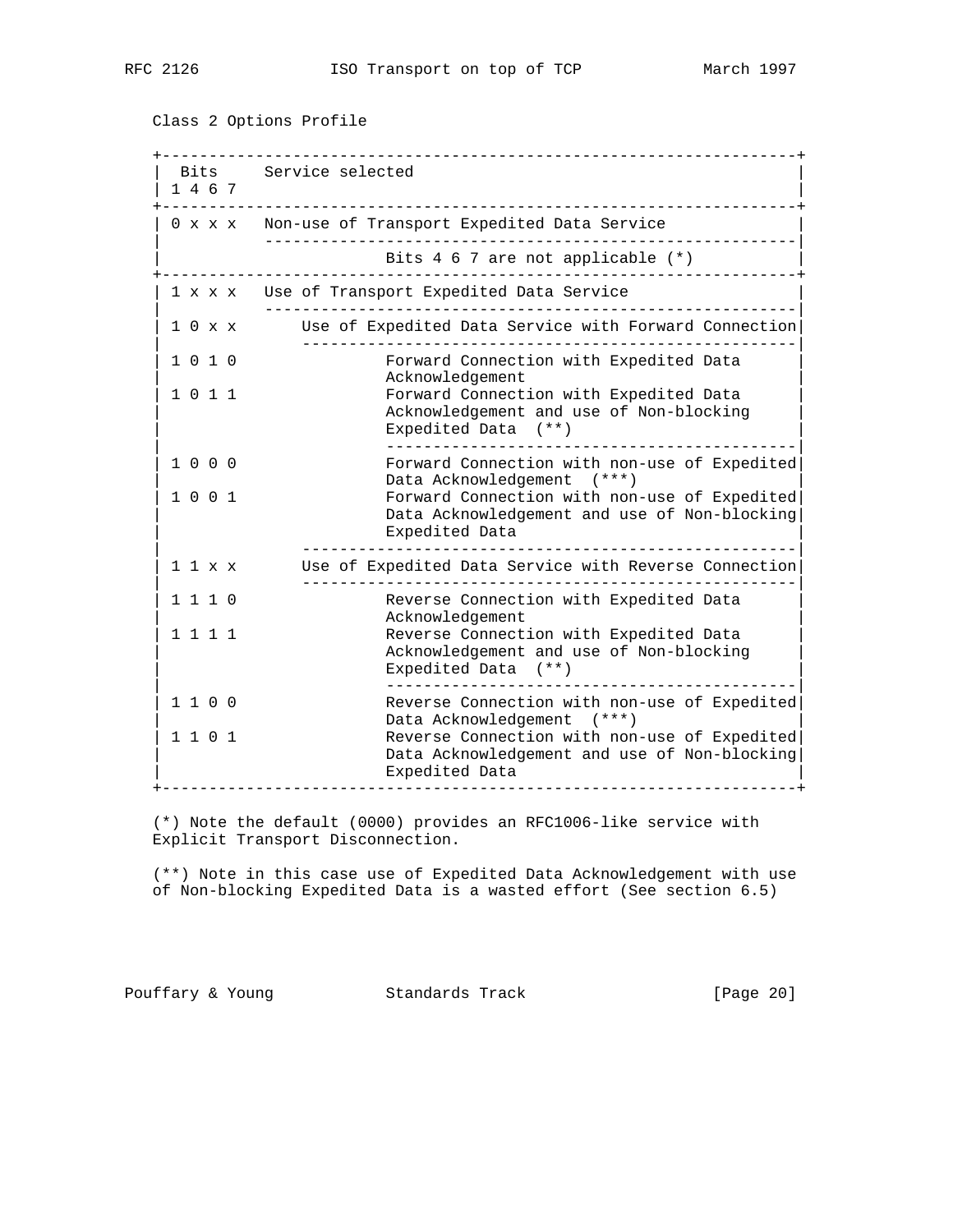Class 2 Options Profile

```
+------------------------------------------------------------------+
|  Bits     Service selected                                       |
| 1 4 6 7                                                          |
+------------------------------------------------------------------+
| 0 x x x   Non-use of Transport Expedited Data Service            |
|           -------------------------------------------------------|
|                       Bits 4 6 7 are not applicable (*)          |
+------------------------------------------------------------------+
| 1 x x x   Use of Transport Expedited Data Service                |
|           -------------------------------------------------------|
| 1 0 x x       Use of Expedited Data Service with Forward Connection|
|               ---------------------------------------------------|
| 1 0 1 0               Forward Connection with Expedited Data     |
|                       Acknowledgement                            |
| 1 0 1 1               Forward Connection with Expedited Data     |
|                       Acknowledgement and use of Non-blocking    |
|                       Expedited Data  (**)                       |
|                       -------------------------------------------|
| 1 0 0 0               Forward Connection with non-use of Expedited|
|                       Data Acknowledgement  (***)                |
| 1 0 0 1               Forward Connection with non-use of Expedited|
|                       Data Acknowledgement and use of Non-blocking|
|                       Expedited Data                             |
|               ---------------------------------------------------|
| 1 1 x x       Use of Expedited Data Service with Reverse Connection|
|               ---------------------------------------------------|
| 1 1 1 0               Reverse Connection with Expedited Data     |
|                       Acknowledgement                            |
| 1 1 1 1               Reverse Connection with Expedited Data     |
|                       Acknowledgement and use of Non-blocking    |
|                       Expedited Data  (**)                       |
|                       -------------------------------------------|
| 1 1 0 0               Reverse Connection with non-use of Expedited|
|                       Data Acknowledgement  (***)                |
| 1 1 0 1               Reverse Connection with non-use of Expedited|
|                       Data Acknowledgement and use of Non-blocking|
|                       Expedited Data                             |
+------------------------------------------------------------------+
```

(*) Note the default (0000) provides an RFC1006-like service with Explicit Transport Disconnection.

(**) Note in this case use of Expedited Data Acknowledgement with use of Non-blocking Expedited Data is a wasted effort (See section 6.5)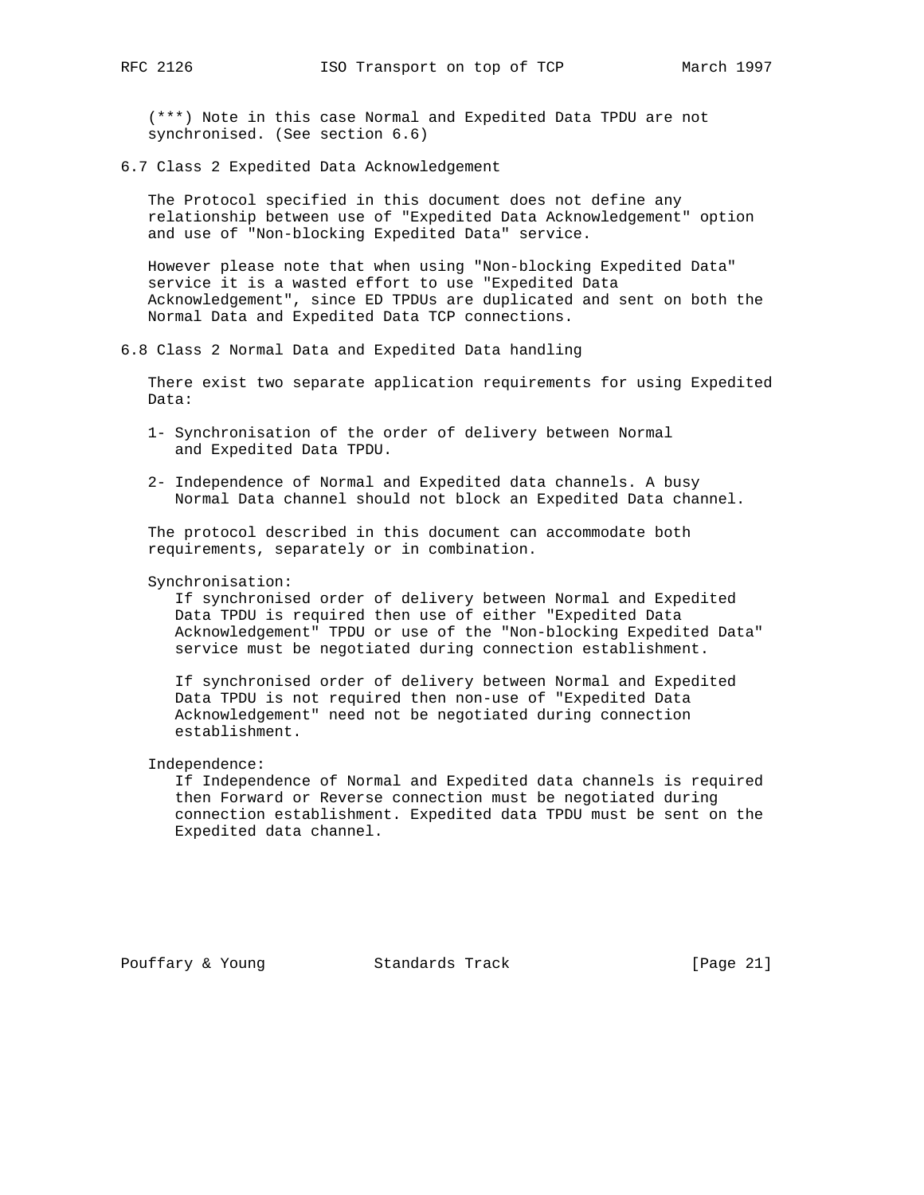(***) Note in this case Normal and Expedited Data TPDU are not synchronised. (See section 6.6)

### 6.7 Class 2 Expedited Data Acknowledgement

The Protocol specified in this document does not define any relationship between use of "Expedited Data Acknowledgement" option and use of "Non-blocking Expedited Data" service.

However please note that when using "Non-blocking Expedited Data" service it is a wasted effort to use "Expedited Data Acknowledgement", since ED TPDUs are duplicated and sent on both the Normal Data and Expedited Data TCP connections.

### 6.8 Class 2 Normal Data and Expedited Data handling

There exist two separate application requirements for using Expedited Data:

1- Synchronisation of the order of delivery between Normal and Expedited Data TPDU.

2- Independence of Normal and Expedited data channels. A busy Normal Data channel should not block an Expedited Data channel.

The protocol described in this document can accommodate both requirements, separately or in combination.

Synchronisation:

If synchronised order of delivery between Normal and Expedited Data TPDU is required then use of either "Expedited Data Acknowledgement" TPDU or use of the "Non-blocking Expedited Data" service must be negotiated during connection establishment.

If synchronised order of delivery between Normal and Expedited Data TPDU is not required then non-use of "Expedited Data Acknowledgement" need not be negotiated during connection establishment.

Independence:

If Independence of Normal and Expedited data channels is required then Forward or Reverse connection must be negotiated during connection establishment. Expedited data TPDU must be sent on the Expedited data channel.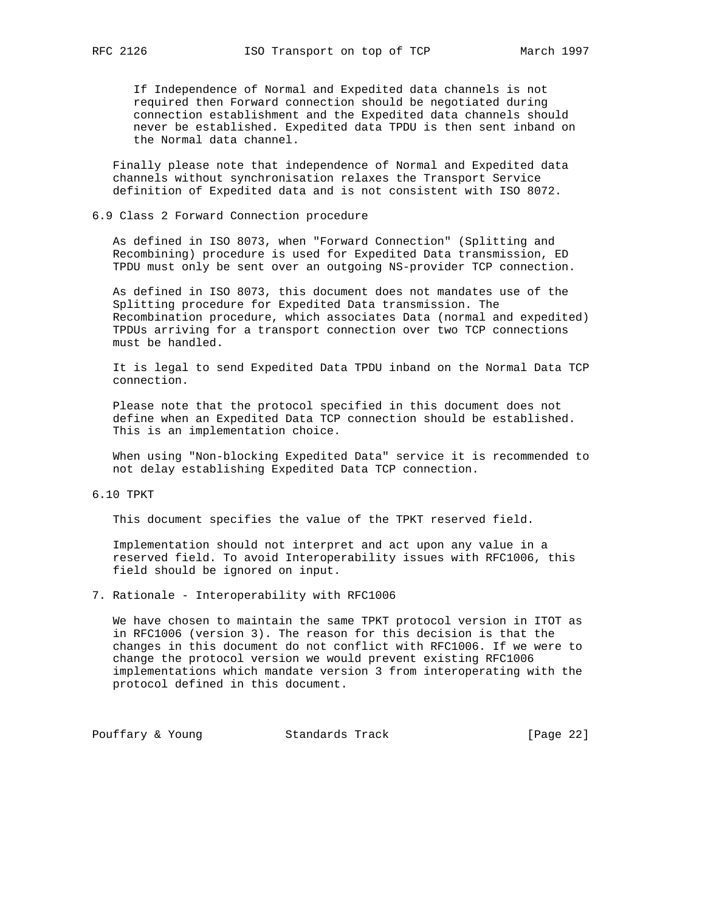If Independence of Normal and Expedited data channels is not required then Forward connection should be negotiated during connection establishment and the Expedited data channels should never be established. Expedited data TPDU is then sent inband on the Normal data channel.

Finally please note that independence of Normal and Expedited data channels without synchronisation relaxes the Transport Service definition of Expedited data and is not consistent with ISO 8072.

### 6.9 Class 2 Forward Connection procedure

As defined in ISO 8073, when "Forward Connection" (Splitting and Recombining) procedure is used for Expedited Data transmission, ED TPDU must only be sent over an outgoing NS-provider TCP connection.

As defined in ISO 8073, this document does not mandates use of the Splitting procedure for Expedited Data transmission. The Recombination procedure, which associates Data (normal and expedited) TPDUs arriving for a transport connection over two TCP connections must be handled.

It is legal to send Expedited Data TPDU inband on the Normal Data TCP connection.

Please note that the protocol specified in this document does not define when an Expedited Data TCP connection should be established. This is an implementation choice.

When using "Non-blocking Expedited Data" service it is recommended to not delay establishing Expedited Data TCP connection.

### 6.10 TPKT

This document specifies the value of the TPKT reserved field.

Implementation should not interpret and act upon any value in a reserved field. To avoid Interoperability issues with RFC1006, this field should be ignored on input.

## 7. Rationale - Interoperability with RFC1006

We have chosen to maintain the same TPKT protocol version in ITOT as in RFC1006 (version 3). The reason for this decision is that the changes in this document do not conflict with RFC1006. If we were to change the protocol version we would prevent existing RFC1006 implementations which mandate version 3 from interoperating with the protocol defined in this document.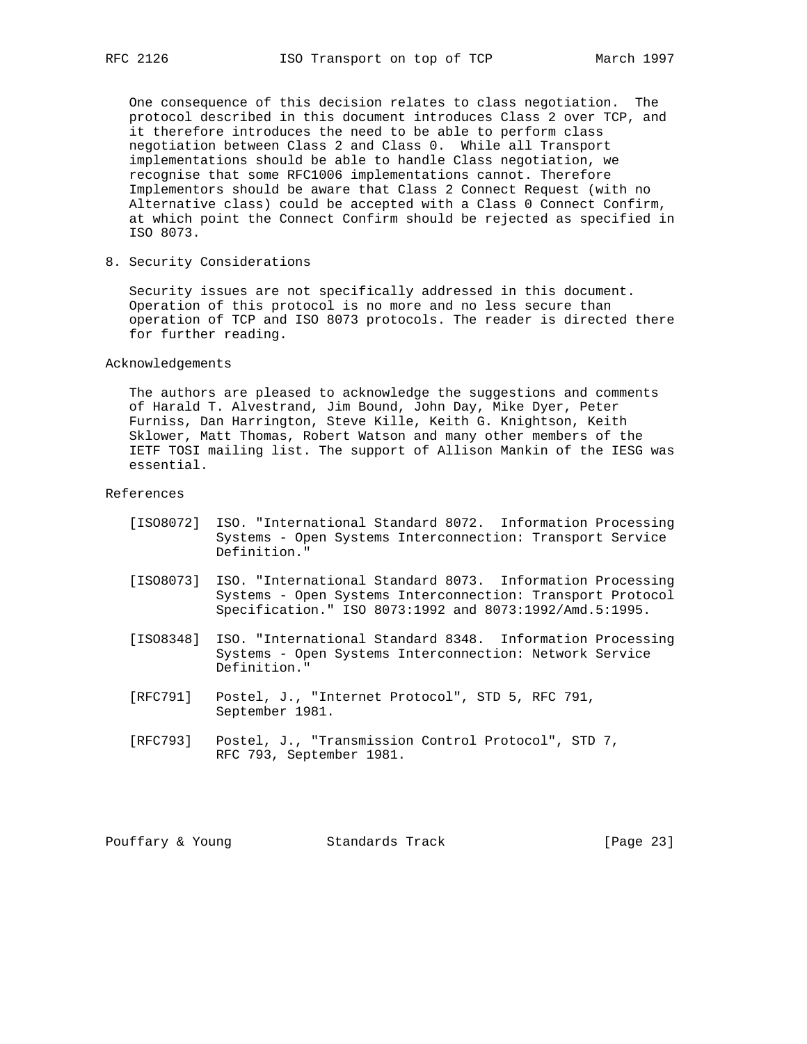One consequence of this decision relates to class negotiation. The protocol described in this document introduces Class 2 over TCP, and it therefore introduces the need to be able to perform class negotiation between Class 2 and Class 0. While all Transport implementations should be able to handle Class negotiation, we recognise that some RFC1006 implementations cannot. Therefore Implementors should be aware that Class 2 Connect Request (with no Alternative class) could be accepted with a Class 0 Connect Confirm, at which point the Connect Confirm should be rejected as specified in ISO 8073.

## 8. Security Considerations

Security issues are not specifically addressed in this document. Operation of this protocol is no more and no less secure than operation of TCP and ISO 8073 protocols. The reader is directed there for further reading.

## Acknowledgements

The authors are pleased to acknowledge the suggestions and comments of Harald T. Alvestrand, Jim Bound, John Day, Mike Dyer, Peter Furniss, Dan Harrington, Steve Kille, Keith G. Knightson, Keith Sklower, Matt Thomas, Robert Watson and many other members of the IETF TOSI mailing list. The support of Allison Mankin of the IESG was essential.

## References

[ISO8072] ISO. "International Standard 8072. Information Processing Systems - Open Systems Interconnection: Transport Service Definition."

[ISO8073] ISO. "International Standard 8073. Information Processing Systems - Open Systems Interconnection: Transport Protocol Specification." ISO 8073:1992 and 8073:1992/Amd.5:1995.

[ISO8348] ISO. "International Standard 8348. Information Processing Systems - Open Systems Interconnection: Network Service Definition."

[RFC791] Postel, J., "Internet Protocol", STD 5, RFC 791, September 1981.

[RFC793] Postel, J., "Transmission Control Protocol", STD 7, RFC 793, September 1981.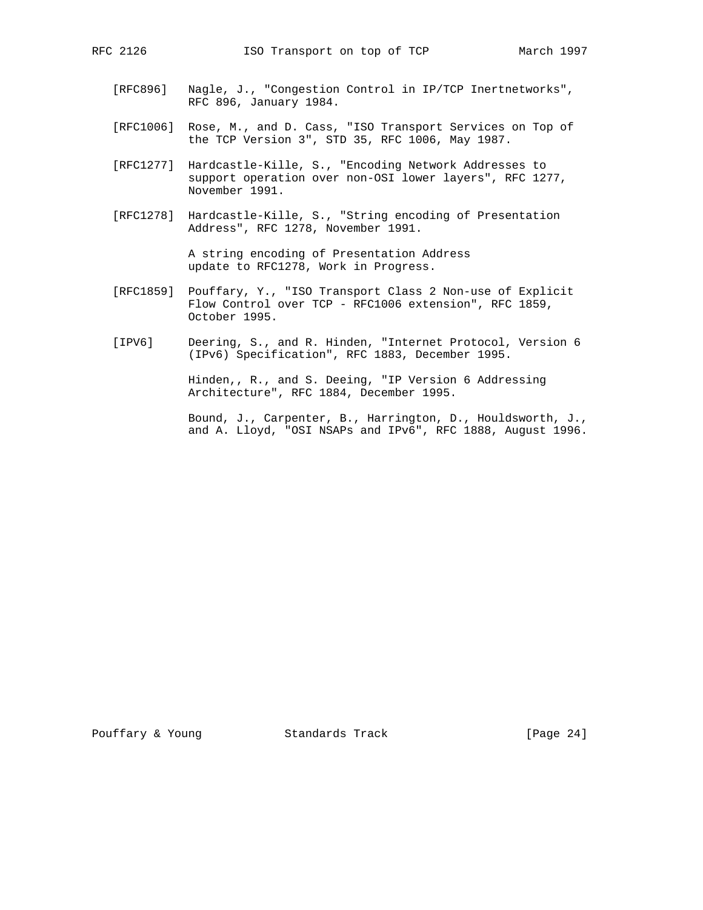[RFC896] Nagle, J., "Congestion Control in IP/TCP Inertnetworks", RFC 896, January 1984.

[RFC1006] Rose, M., and D. Cass, "ISO Transport Services on Top of the TCP Version 3", STD 35, RFC 1006, May 1987.

[RFC1277] Hardcastle-Kille, S., "Encoding Network Addresses to support operation over non-OSI lower layers", RFC 1277, November 1991.

[RFC1278] Hardcastle-Kille, S., "String encoding of Presentation Address", RFC 1278, November 1991.

A string encoding of Presentation Address update to RFC1278, Work in Progress.

[RFC1859] Pouffary, Y., "ISO Transport Class 2 Non-use of Explicit Flow Control over TCP - RFC1006 extension", RFC 1859, October 1995.

[IPV6] Deering, S., and R. Hinden, "Internet Protocol, Version 6 (IPv6) Specification", RFC 1883, December 1995.

Hinden,, R., and S. Deeing, "IP Version 6 Addressing Architecture", RFC 1884, December 1995.

Bound, J., Carpenter, B., Harrington, D., Houldsworth, J., and A. Lloyd, "OSI NSAPs and IPv6", RFC 1888, August 1996.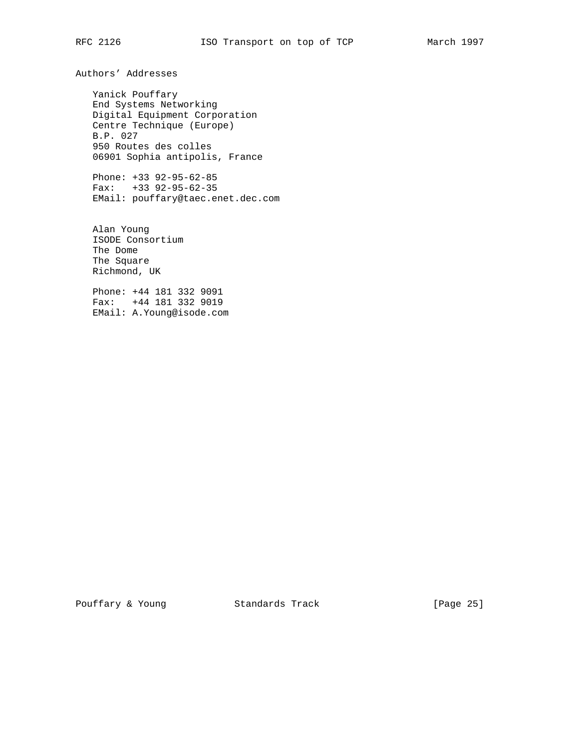## Authors' Addresses

Yanick Pouffary
End Systems Networking
Digital Equipment Corporation
Centre Technique (Europe)
B.P. 027
950 Routes des colles
06901 Sophia antipolis, France

Phone: +33 92-95-62-85
Fax: +33 92-95-62-35
EMail: pouffary@taec.enet.dec.com

Alan Young
ISODE Consortium
The Dome
The Square
Richmond, UK

Phone: +44 181 332 9091
Fax: +44 181 332 9019
EMail: A.Young@isode.com